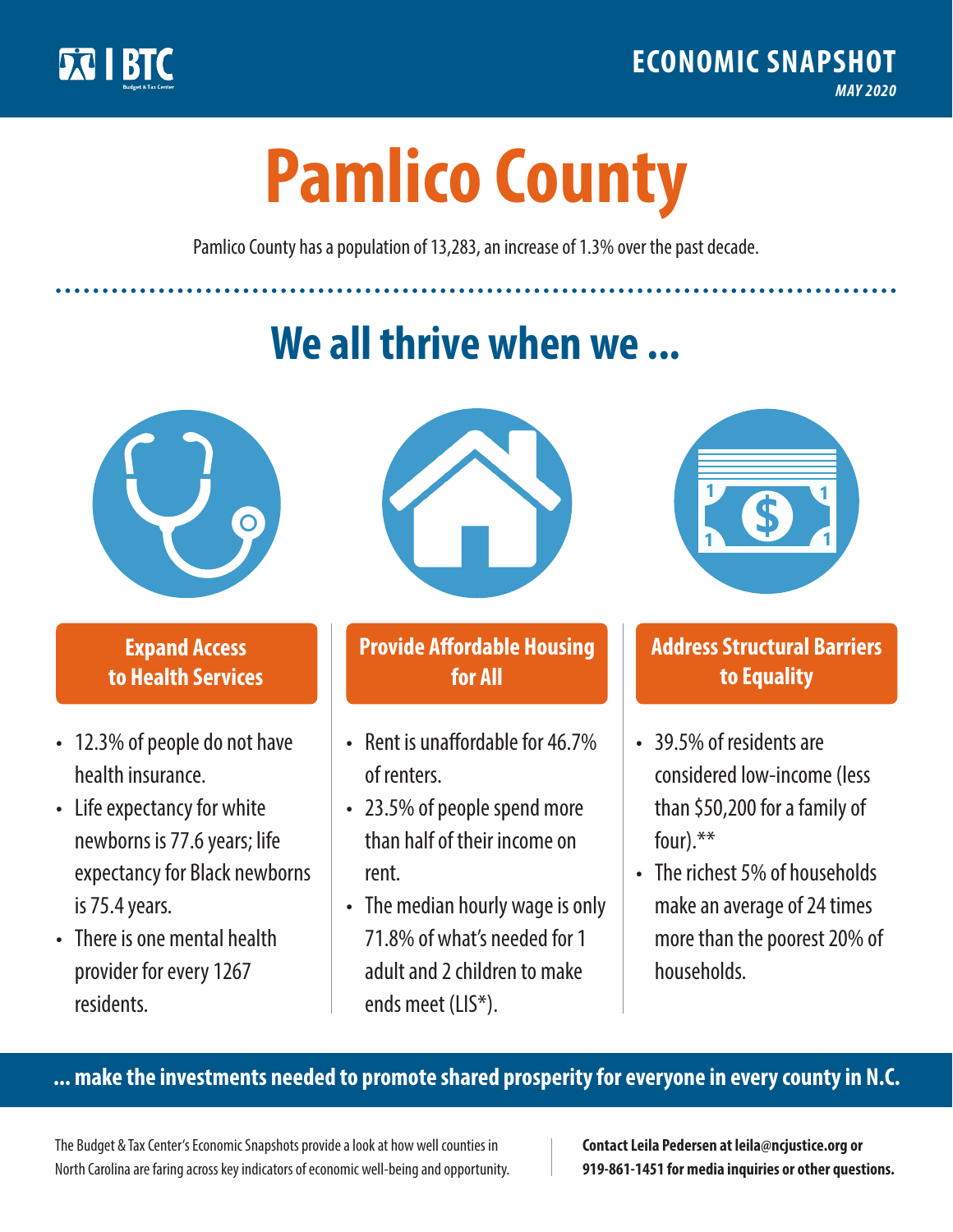BTC

## ECONOMIC SNAPSHOT

*MAY 2020*

# Pamlico County

Pamlico County has a population of 13,283, an increase of 1.3% over the past decade.

## We all thrive when we ...

### Expand Access to Health Services

- 12.3% of people do not have health insurance.
- Life expectancy for white newborns is 77.6 years; life expectancy for Black newborns is 75.4 years.
- There is one mental health provider for every 1267 residents.

### Provide Affordable Housing for All

- Rent is unaffordable for 46.7% of renters.
- 23.5% of people spend more than half of their income on rent.
- The median hourly wage is only 71.8% of what's needed for 1 adult and 2 children to make ends meet (LIS*).

### Address Structural Barriers to Equality

- 39.5% of residents are considered low-income (less than $50,200 for a family of four).**
- The richest 5% of households make an average of 24 times more than the poorest 20% of households.

**... make the investments needed to promote shared prosperity for everyone in every county in N.C.**

The Budget & Tax Center's Economic Snapshots provide a look at how well counties in North Carolina are faring across key indicators of economic well-being and opportunity.

**Contact Leila Pedersen at leila@ncjustice.org or 919-861-1451 for media inquiries or other questions.**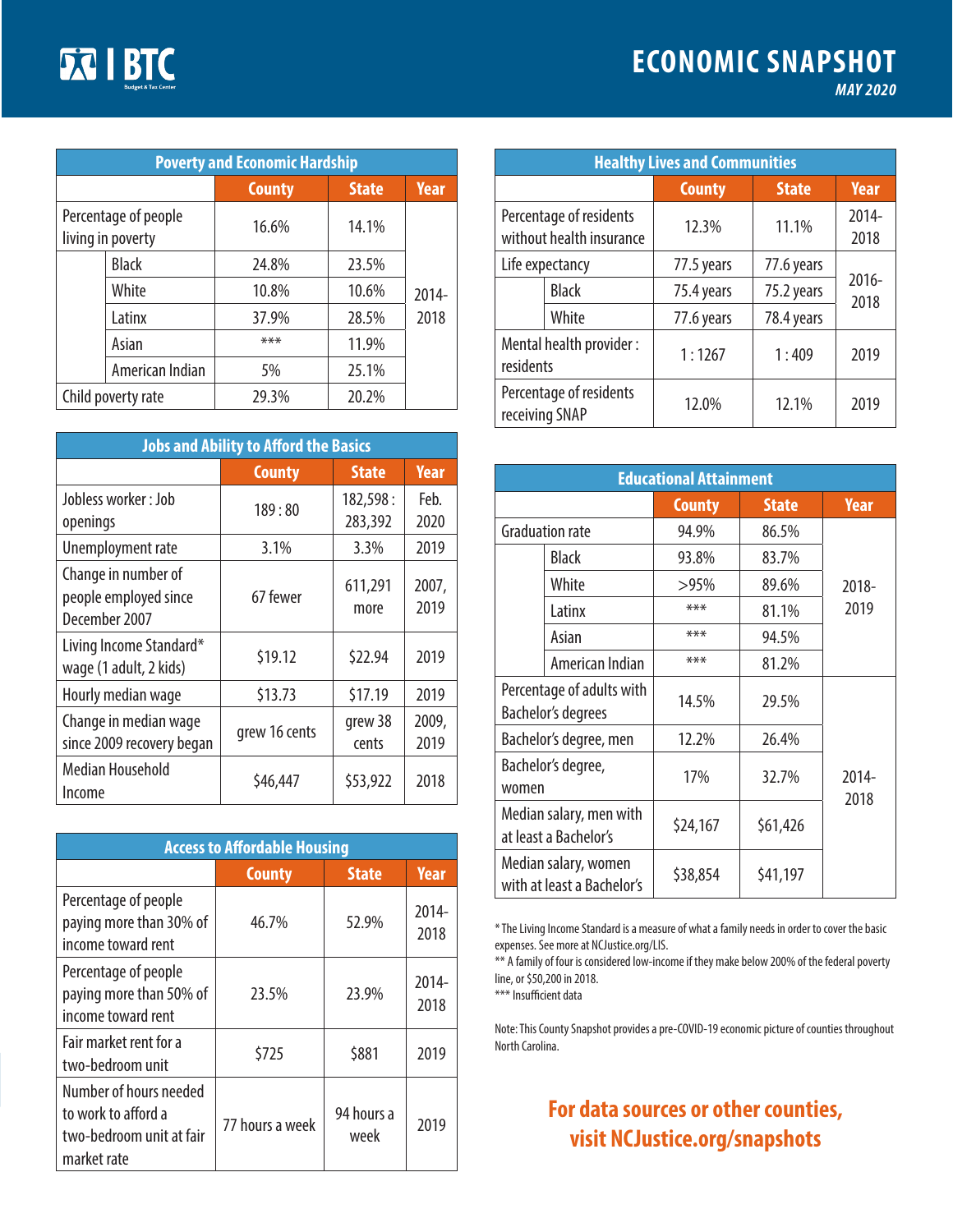BTC Budget & Tax Center

# ECONOMIC SNAPSHOT

*MAY 2020*

## Poverty and Economic Hardship

| | County | State | Year |
|---|---|---|---|
| Percentage of people living in poverty | 16.6% | 14.1% | 2014-2018 |
| Black | 24.8% | 23.5% | 2014-2018 |
| White | 10.8% | 10.6% | 2014-2018 |
| Latinx | 37.9% | 28.5% | 2014-2018 |
| Asian | *** | 11.9% | 2014-2018 |
| American Indian | 5% | 25.1% | 2014-2018 |
| Child poverty rate | 29.3% | 20.2% | 2014-2018 |

## Jobs and Ability to Afford the Basics

| | County | State | Year |
|---|---|---|---|
| Jobless worker : Job openings | 189 : 80 | 182,598 : 283,392 | Feb. 2020 |
| Unemployment rate | 3.1% | 3.3% | 2019 |
| Change in number of people employed since December 2007 | 67 fewer | 611,291 more | 2007, 2019 |
| Living Income Standard* wage (1 adult, 2 kids) | $19.12 | $22.94 | 2019 |
| Hourly median wage | $13.73 | $17.19 | 2019 |
| Change in median wage since 2009 recovery began | grew 16 cents | grew 38 cents | 2009, 2019 |
| Median Household Income | $46,447 | $53,922 | 2018 |

## Access to Affordable Housing

| | County | State | Year |
|---|---|---|---|
| Percentage of people paying more than 30% of income toward rent | 46.7% | 52.9% | 2014-2018 |
| Percentage of people paying more than 50% of income toward rent | 23.5% | 23.9% | 2014-2018 |
| Fair market rent for a two-bedroom unit | $725 | $881 | 2019 |
| Number of hours needed to work to afford a two-bedroom unit at fair market rate | 77 hours a week | 94 hours a week | 2019 |

## Healthy Lives and Communities

| | County | State | Year |
|---|---|---|---|
| Percentage of residents without health insurance | 12.3% | 11.1% | 2014-2018 |
| Life expectancy | 77.5 years | 77.6 years | 2016-2018 |
| Black | 75.4 years | 75.2 years | 2016-2018 |
| White | 77.6 years | 78.4 years | 2016-2018 |
| Mental health provider : residents | 1 : 1267 | 1 : 409 | 2019 |
| Percentage of residents receiving SNAP | 12.0% | 12.1% | 2019 |

## Educational Attainment

| | County | State | Year |
|---|---|---|---|
| Graduation rate | 94.9% | 86.5% | 2018-2019 |
| Black | 93.8% | 83.7% | 2018-2019 |
| White | >95% | 89.6% | 2018-2019 |
| Latinx | *** | 81.1% | 2018-2019 |
| Asian | *** | 94.5% | 2018-2019 |
| American Indian | *** | 81.2% | 2018-2019 |
| Percentage of adults with Bachelor's degrees | 14.5% | 29.5% | 2014-2018 |
| Bachelor's degree, men | 12.2% | 26.4% | 2014-2018 |
| Bachelor's degree, women | 17% | 32.7% | 2014-2018 |
| Median salary, men with at least a Bachelor's | $24,167 | $61,426 | 2014-2018 |
| Median salary, women with at least a Bachelor's | $38,854 | $41,197 | 2014-2018 |

* The Living Income Standard is a measure of what a family needs in order to cover the basic expenses. See more at NCJustice.org/LIS.

** A family of four is considered low-income if they make below 200% of the federal poverty line, or $50,200 in 2018.

*** Insufficient data

Note: This County Snapshot provides a pre-COVID-19 economic picture of counties throughout North Carolina.

**For data sources or other counties, visit NCJustice.org/snapshots**